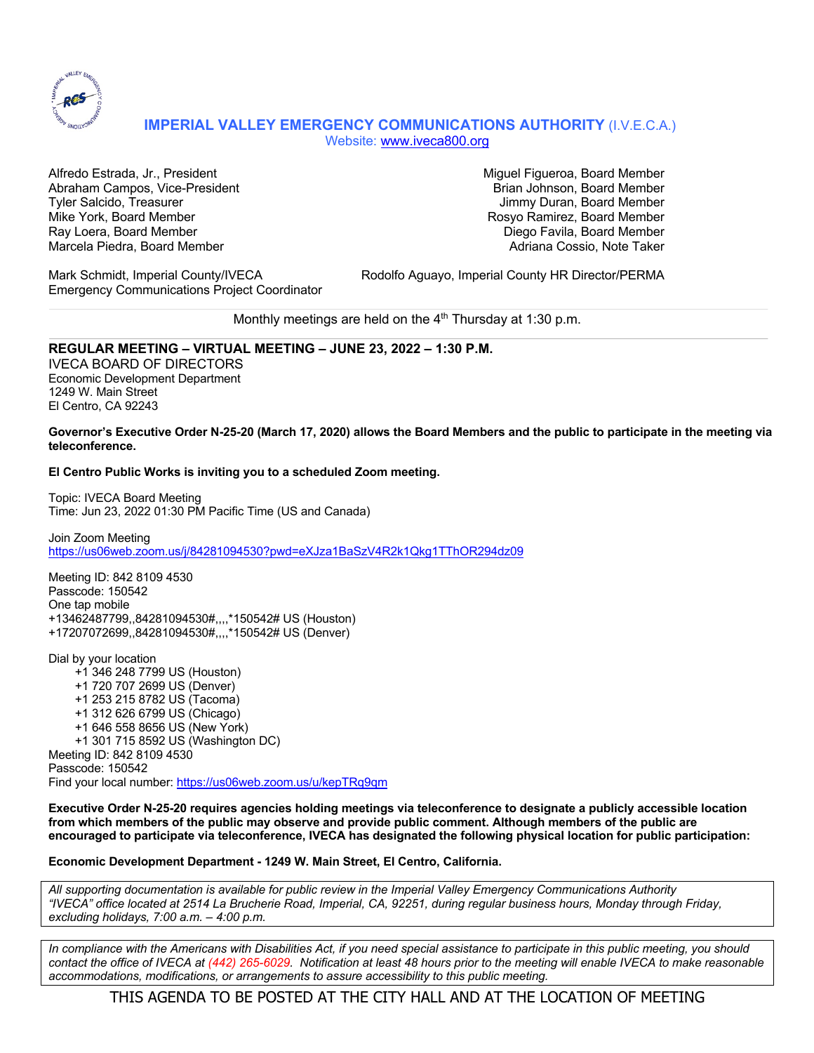## IMPERIAL VALLEY EMERGENCY COMMUNICATIONS AUTHORITY (I.V.E.C.A.)

Website: [www.iveca800.org](http://www.iveca800.org)

Alfredo Estrada, Jr., President
Abraham Campos, Vice-President
Tyler Salcido, Treasurer
Mike York, Board Member
Ray Loera, Board Member
Marcela Piedra, Board Member

Miguel Figueroa, Board Member
Brian Johnson, Board Member
Jimmy Duran, Board Member
Rosyo Ramirez, Board Member
Diego Favila, Board Member
Adriana Cossio, Note Taker

Mark Schmidt, Imperial County/IVECA
Emergency Communications Project Coordinator

Rodolfo Aguayo, Imperial County HR Director/PERMA

---

Monthly meetings are held on the 4th Thursday at 1:30 p.m.

---

**REGULAR MEETING – VIRTUAL MEETING – JUNE 23, 2022 – 1:30 P.M.**

IVECA BOARD OF DIRECTORS
Economic Development Department
1249 W. Main Street
El Centro, CA 92243

**Governor's Executive Order N-25-20 (March 17, 2020) allows the Board Members and the public to participate in the meeting via teleconference.**

**El Centro Public Works is inviting you to a scheduled Zoom meeting.**

Topic: IVECA Board Meeting
Time: Jun 23, 2022 01:30 PM Pacific Time (US and Canada)

Join Zoom Meeting
https://us06web.zoom.us/j/84281094530?pwd=eXJza1BaSzV4R2k1Qkg1TThOR294dz09

Meeting ID: 842 8109 4530
Passcode: 150542
One tap mobile
+13462487799,,84281094530#,,,,*150542# US (Houston)
+17207072699,,84281094530#,,,,*150542# US (Denver)

Dial by your location
- +1 346 248 7799 US (Houston)
- +1 720 707 2699 US (Denver)
- +1 253 215 8782 US (Tacoma)
- +1 312 626 6799 US (Chicago)
- +1 646 558 8656 US (New York)
- +1 301 715 8592 US (Washington DC)

Meeting ID: 842 8109 4530
Passcode: 150542
Find your local number: https://us06web.zoom.us/u/kepTRq9qm

**Executive Order N-25-20 requires agencies holding meetings via teleconference to designate a publicly accessible location from which members of the public may observe and provide public comment. Although members of the public are encouraged to participate via teleconference, IVECA has designated the following physical location for public participation:**

**Economic Development Department - 1249 W. Main Street, El Centro, California.**

*All supporting documentation is available for public review in the Imperial Valley Emergency Communications Authority "IVECA" office located at 2514 La Brucherie Road, Imperial, CA, 92251, during regular business hours, Monday through Friday, excluding holidays, 7:00 a.m. – 4:00 p.m.*

*In compliance with the Americans with Disabilities Act, if you need special assistance to participate in this public meeting, you should contact the office of IVECA at (442) 265-6029. Notification at least 48 hours prior to the meeting will enable IVECA to make reasonable accommodations, modifications, or arrangements to assure accessibility to this public meeting.*

THIS AGENDA TO BE POSTED AT THE CITY HALL AND AT THE LOCATION OF MEETING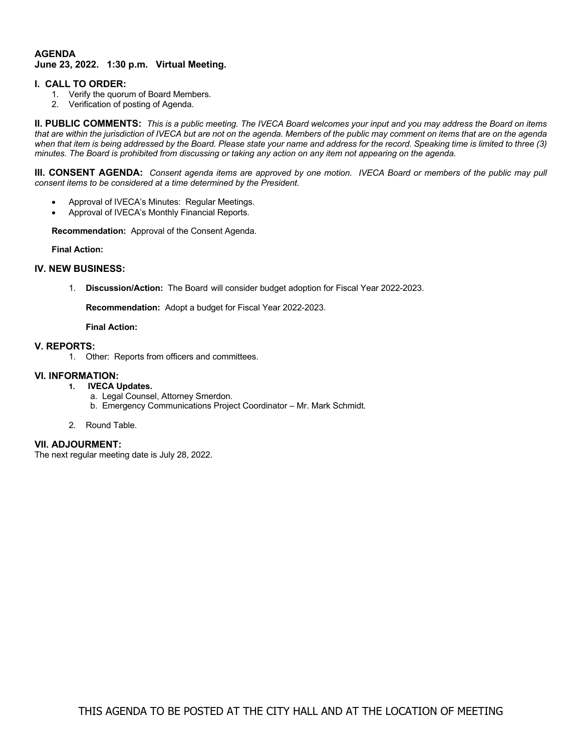**AGENDA**
**June 23, 2022. 1:30 p.m. Virtual Meeting.**

## I. CALL TO ORDER:

1. Verify the quorum of Board Members.
2. Verification of posting of Agenda.

**II. PUBLIC COMMENTS:** *This is a public meeting. The IVECA Board welcomes your input and you may address the Board on items that are within the jurisdiction of IVECA but are not on the agenda. Members of the public may comment on items that are on the agenda when that item is being addressed by the Board. Please state your name and address for the record. Speaking time is limited to three (3) minutes. The Board is prohibited from discussing or taking any action on any item not appearing on the agenda.*

**III. CONSENT AGENDA:** *Consent agenda items are approved by one motion. IVECA Board or members of the public may pull consent items to be considered at a time determined by the President.*

- Approval of IVECA's Minutes: Regular Meetings.
- Approval of IVECA's Monthly Financial Reports.

**Recommendation:** Approval of the Consent Agenda.

**Final Action:**

## IV. NEW BUSINESS:

1. **Discussion/Action:** The Board will consider budget adoption for Fiscal Year 2022-2023.

   **Recommendation:** Adopt a budget for Fiscal Year 2022-2023.

   **Final Action:**

## V. REPORTS:

1. Other: Reports from officers and committees.

## VI. INFORMATION:

1. **IVECA Updates.**
   a. Legal Counsel, Attorney Smerdon.
   b. Emergency Communications Project Coordinator – Mr. Mark Schmidt.

2. Round Table.

## VII. ADJOURMENT:

The next regular meeting date is July 28, 2022.

THIS AGENDA TO BE POSTED AT THE CITY HALL AND AT THE LOCATION OF MEETING